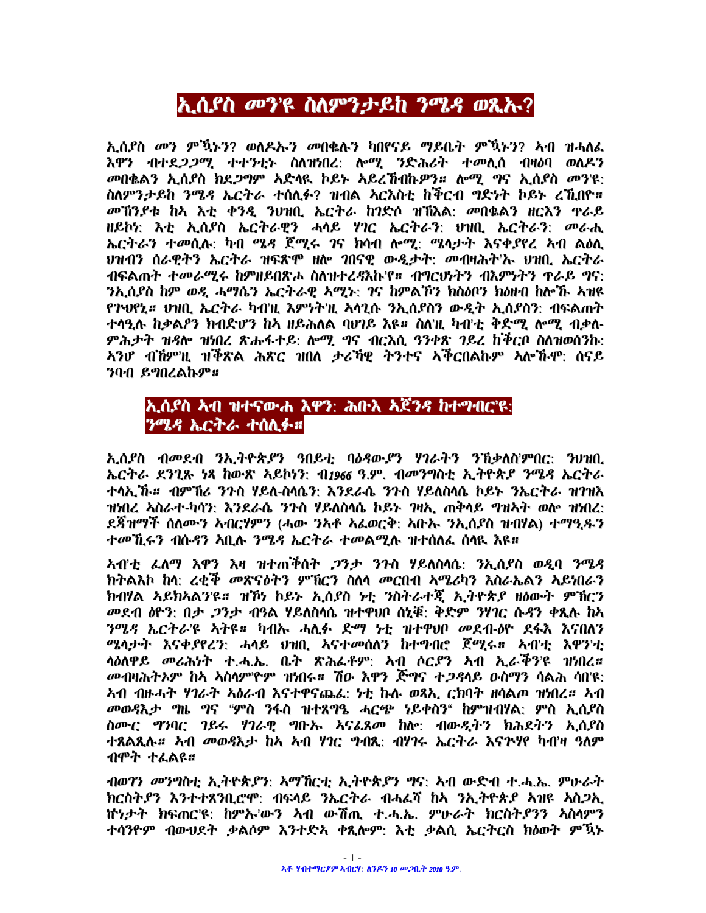# ኢሰያስ መን'ዩ ስለምንታይከ ንሜዳ ወጺኡ?

ኢሰያስ መን ምዃኑን? ወለዶኡን መበቈሉን ካበየናይ ማይቤት ምዃኑን? ኣብ ዝሓለፈ እዋን ብተደጋጋሚ ተተንቲኑ ስለዝነበረ: ሎሚ ንድሕሪት ተመሊሰ ብዛዕባ ወለዶን መበቈልን ኢሰያስ ክደጋግም ኣድላዪ ኮይኑ ኣይረኸብክዎን። ሎሚ ግና ኢሰያስ መን'ዩ: ስለምንታይከ ንሜዳ ኤርትራ ተሰሊፉ? ዝብል ኣርእስቲ ከቕርብ ግድነት ኮይኑ ረኺበዮ። መኸንያቱ ከኣ እቲ ቀንዲ ንህዝቢ ኤርትራ ከገድሶ ዝኽእል: መበቈሉ ዘርእን ጥራይ ዘይኮነ: እቲ ኢሰያስ ኤርትራዊን ሓላይ ሃገር ኤርትራን: ህዝቢ ኤርትራን: መራሒ ኤርትራን ተመሲሉ: ካብ ሜዳ ጀሚሩ ገና ክሳብ ሎሚ: ሜላታት እናቀያየረ ኣብ ልዕሊ ህዝብን ሰራዊትን ኤርትራ ዝፍጽሞ ዘሎ ገበናዊ ውዲታት: መብዛሕት'ኡ ህዝቢ ኤርትራ ብፍልጠት ተመራሚሩ ከምዘይበጽሖ ስለዝተረዳእኩ'የ። ብግርህነትን ብእምነትን ጥራይ ግና: ንኢሰያስ ከም ወዲ ሓማሴን ኤርትራዊ ኣሚኑ: ገና ከምልኾን ክስዕቦን ክዕዘብ ከሎኹ ኣዝዩ የጉህየኒ። ህዝቢ ኤርትራ ካብ'ዚ እምነት'ዚ ኣላጊሱ ንኢሰያስን ውዲት ኢሰያስን: ብፍልጠት ተላዒሉ ከቃልዖን ክብድሆን ከኣ ዘይሕለል ባህገይ እዩ። ስለ'ዚ ካብ'ቲ ቅድሚ ሎሚ ብቃለ-ምሕታት ዝዳለወ ዝነበረ ጽሑፋተይ: ሎሚ ግና ብርእሲ ዓንቀጽ ገይረ ከቕርቦ ስለዝወሰንኩ: ኣንሆ ብኸም'ዚ ዝቕጽል ሕጽር ዝበለ ታሪኻዊ ትንተና ኣቕርበልኩም ኣሎኹ። ሰናይ ንባብ ይግበረልኩም።

## ኢሰያስ ኣብ ዝተናውሐ እዋን: ሕቡእ ኣጀንዳ ከተግብር'ዩ: ንሜዳ ኤርትራ ተሰሊፉ።

ኢሰያስ ብመደብ ንኢትዮጵያን ዓበይቲ ባዕዳውያን ሃገራትን ንኽቃለስ'ምበር: ንህዝቢ ኤርትራ ደንጊጹ ነጻ ከውጽ ኣይኮነን: ብ1966 ዓ.ም. ብመንግስቲ ኢትዮጵያ ንሜዳ ኤርትራ ተላኢኹ። ብምኽሪ ንጉስ ሃይለ-ስላሴን: እንደራሴ ንጉስ ሃይለስላሴ ኮይኑ ንኤርትራ ዝገዝእ ዝነበረ ኣስራተ-ካሳን: እንደራሴ ንጉስ ሃይለስላሴ ኮይኑ ግዝኢ ጠቅላይ ግዝኣት ወሎ ዝነበረ: ደጃዝማች ሰለሙን ኣብርሃምን (ሓው ንኣቶ ኣፈወርቅ: ኣቡኡ ንኢሰያስ ዝብሃል) ተማዒዱን ተመኺሩን ብሱዳን ኣቢሉ ንሜዳ ኤርትራ ተመልሚሉ ዝተሰለፈ ሰላዪ እዩ።

ኣብ'ቲ ፈለማ እዋን እዛ ዝተጠቕሰት ጋንታ ንጉስ ሃይለስላሴ: ንኢሰያስ ወዲባ ንሜዳ ክትልእኮ ከላ: ረቒቕ መጽናዕትን ምኽርን ስለላ መርበብ ኣሜሪካን እስራኤልን ኣይነበራን ክብሃል ኣይከኣልን'ዩ። ዝኾነ ኮይኑ ኢሰያስ ነቲ ንስትራተጂ ኢትዮጵያ ዘዕውት ምኽርን መደብ ዕዮን: በታ ጋንታ ብዓል ሃይለስላሴ ዝተዋህቦ ሰኒቑ: ቅድም ንሃገር ሱዳን ቀጺሉ ከኣ ንሜዳ ኤርትራ'ዩ ኣትዩ። ካብኡ ሓሊፉ ድማ ነቲ ዝተዋህቦ መደብ-ዕዮ ደፋእ እናበለን ሜላታት እናቀያየረን: ሓላይ ህዝቢ ኣናተመሰለን ከተግብሮ ጀሚሩ። ኣብ'ቲ እዋን'ቲ ላዕለዋይ መሪሕነት ተ.ሓ.ኤ. ቤት ጽሕፈቶም: ኣብ ሶርያን ኣብ ኢራቕን'ዩ ዝነበረ። መብዛሕትኦም ከኣ ኣስላም'ዮም ዝነበሩ። ሽዑ እዋን ጅግና ተጋዳላይ ዑስማን ሳልሕ ሳበ'ዩ: ኣብ ብዙሓት ሃገራት ኣዕራብ እናተዋናጨፈ: ነቲ ኩሉ ወጻኢ ርክባት ዘሳልጦ ዝነበረ። ኣብ መወዳእታ ግዜ ግና "ምስ ንፋስ ዝተጸግዔ ሓርጭ ነይቀስን" ከምዝብሃል: ምስ ኢሰያስ ስሙር ግንባር ገይሩ ሃገራዊ ግቡኡ ኣናፈጸመ ከሎ: ብውዲትን ክሕደትን ኢሰያስ ተጸልጺሉ። ኣብ መወዳእታ ከኣ ኣብ ሃገር ግብጺ: ብሃገሩ ኤርትራ እናጉሃየ ካብ'ዛ ዓለም ብሞት ተፈልዩ።

ብወገን መንግስቲ ኢትዮጵያን: ኣማኸርቲ ኢትዮጵያን ግና: ኣብ ውድብ ተ.ሓ.ኤ. ምሁራት ክርስትያን እንተተጸንቢሮም: ብፍላይ ንኤርትራ ብሓፈሻ ከኣ ንኢትዮጵያ ኣዝዩ ኣስጋኢ ሾነታት ክፍጠር'ዩ: ከምኡ'ውን ኣብ ውሽጢ ተ.ሓ.ኤ. ምሁራት ክርስትያንን ኣስላምን ተሳንዮም ብውህደት ቃልሶም እንተድኣ ቀጺሎም: እቲ ቃልሲ ኤርትርስ ክዕወት ምዃኑ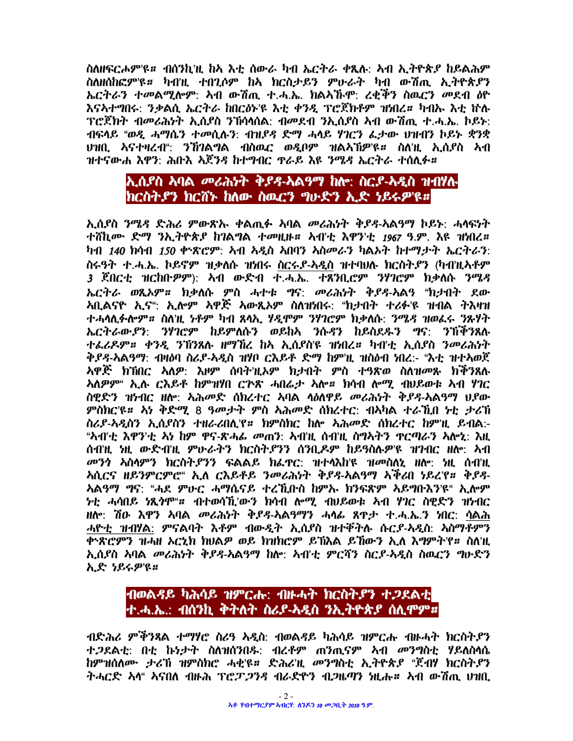ስለዘፍርሓም'ዩ። ብሰንኪ'ዚ ከአ እቲ ሰውራ ካብ ኤርትራ ቀጺሉ፡ ኣብ ኢትዮጵያ ከይልሕም ስለዘሰከፎም'ዩ። ካብ'ዚ ተበጊሶም ከአ ክርስትያኑን ምሁራትን ካብ ውሽጢ ኢትዮጵያን ኤርትራን ተመልሚሎም፡ ኣብ ውሽጢ ተ.ሓ.ኤ. ክልኣዥም፡ ረቂቕን ስዉርን መደብ ዕዮ እናኣተግበሩ፡ ንቃልሲ ኤርትራ ከበርዕኑ'ዩ እቲ ቀንዲ ፕሮጀክቶም ዝነበረ። ካብኡ እቲ ኩሉ ፕሮጀክት ብመሪሕነት ኢሰያስ ንኽሳላሰል፡ ብመደብ ንኢሰያስ ኣብ ውሽጢ ተ.ሓ.ኤ. ኮይኑ ብፍላይ "ወዲ ሓማሴን ተመሲሉን፡ ብዝያዳ ድማ ሓላይ ሃገርን ፈታው ህዝብን ኮይኑ ቋንቋ ህዝቢ ኣናተዛረብ"፡ ንኽገልግል ብስዉር ወዲቦም ዝልኣኽዎ'ዩ። ስለ'ዚ ኢሰያስ ኣብ ዝተናውሐ እዋን፡ ሕቡእ ኣጀንዳ ከተግብር ጥራይ እዩ ንሜዳ ኤርትራ ተሰሊፉ።

## ኢሰያስ ኣባል መሪሕነት ቅያዳ-ኣልዓማ ከሎ፡ ስርያ-ኣዲስ ዝብሃሉ ክርስትያን ክርሽኑ ከለው ስዉርን ግሁድን ኢድ ነይሩዎ'ዩ።

ኢሰያስ ንሜዳ ድሕሪ ምውጽኡ ቀልጢፉ ኣባል መሪሕነት ቅያዳ-ኣልዓማ ኮይኑ፡ ሓላፍነት ተሸኪሙ ድማ ንኢትዮጵያ ከገልግል ተመዚዙ። ኣብ'ቲ እዋን'ቲ *1967* ዓ.ም. እዩ ዝነበረ። ካብ *140* ክሳብ *150* ቍጽሮም፡ ኣብ ኣዲስ ኣበባን ኣስመራን ካልኦት ከተማታት ኤርትራን፡ ስሩዓት ተ.ሓ.ኤ. ኮይኖም ዝቃለሱ ዝነበሩ ስርያ-ኣዲስ ዝተባህሉ ክርስትያን (ካብ'ዚኣቶም *3* ጀበርቲ ዝርከቡዎም)፡ ኣብ ውድብ ተ.ሓ.ኤ. ተጸንቢሮም ንሃገሮም ክቃለሱ ንሜዳ ኤርትራ ወጺኦም። ክቃለሱ ምስ ሓተቱ ግና፡ መሪሕነት ቅያዳ-ኣልዓ "ክታበት ደው ኣቢልናዮ ኢና"፡ ኢሎም ኣዋጅ ኣውጺኦም ስለዝነበሩ፡ "ክታበት ተሪፉ'ዩ ዝብል ትእዛዝ ተሓላሊፉሎም። ስለ'ዚ ነቶም ካብ ጸላኢ ሃዲሞም ንሃገሮም ክቃለሱ፡ ንሜዳ ዘወፈሩ ንጹሃት ኤርትራውያን፡ ንሃገሮም ከይምለሱን ወይከአ ንሱዳን ከይስደዱን ግና፡ ንኽቕንጸሉ ተፈሪዶም። ቀንዲ ንኽንጸሉ ዘማኽረ ከአ ኢሰያስ'ዩ ዝነበረ። ካብ'ቲ ኢሰያስ ንመሪሕነት ቅያዳ-ኣልዓማ፡ ብዛዕባ ስሪያ-ኣዲስ ዝሃቦ ርእይቶ ድማ ከም'ዚ ዝስዕብ ነበረ:- "እቲ ዝተኣወጀ ኣዋጅ ክኽበር ኣለዎ፡ እዞም ሰባት'ዚኦም ክታበት ምስ ተዓጽወ ስለዝመጹ ክቕንጸሉ ኣለዎም" ኢሉ ርእይቶ ከምዝሃበ ርጉጽ ሓበሬታ ኣሎ። ክሳብ ሎሚ ብህይወቱ ኣብ ሃገር ስዊድን ዝነብር ዘሎ፡ ኣሕመድ ሰክረተር ኣባል ላዕለዋይ መሪሕነት ቅያዳ-ኣልዓማ ህያው ምስክር'ዩ። ኣነ ቅድሚ 8 ዓመታት ምስ ኣሕመድ ሰክረተር፡ ብኣካል ተራኺበ ኑቲ ታሪኽ ስሪያ-ኣዲስን ኢሰያስን ተዘራሪበሉ'የ። ክምስክር ከሎ ኣሕመድ ሰክረተር ከም'ዚ ይብል:- "ኣብ'ቲ እዋን'ቲ ኣነ ከም ዋና-ጽሓፊ መጠን፡ ኣብ'ዚ ሰብ'ዚ ስግኣትን ጥርጣሬን ኣሎኒ፡ እዚ ሰብ'ዚ ነዚ ውድብ'ዚ ምሁራትን ክርስትያንን ሰንቢዶም ከይዓስሉዎ'ዩ ዝገብር ዘሎ፡ ኣብ መንጎ ኣስላምን ክርስትያንን ፍልልይ ክፈጥር፡ ዝተላእከ'ዩ ዝመስለኒ ዘሎ፡ ነዚ ሰብ'ዚ ኣሲርና ዘይንምርምሮ" ኢለ ርእይቶይ ንመሪሕነት ቅያዳ-ኣልዓማ ኣቕሪበ ነይረ'የ። ቅያዳ-ኣልዓማ ግና፡ "ሓደ ምሁር ሓማሴናይ ተረኺቡስ ከምኡ ክንፍጽም ኣይግቡእን'ዩ" ኢሎም ኑቲ ሓሳበይ ነጺጎሞ"። ብተወሳኺ'ውን ክሳብ ሎሚ ብህይወቱ ኣብ ሃገር ስዊድን ዝነብር ዘሎ፡ ሽዑ እዋን ኣባል መሪሕነት ቅያዳ-ኣልዓማን ሓላፊ ጸጥታ ተ.ሓ.ኤ.ን ነበር፡ <u>ሳልሕ ሓዮቲ ዝብሃል</u>፡ ምናልባት እቶም ብውዲት ኢሰያስ ዝተቐትሉ ሱርያ-ኣዲስ፡ ኣስማቶምን ቍጽሮምን ዝሓዘ ኦርኒክ ክህልዎ ወይ ክዝክሮም ይኽእል ይኸውን ኢለ እግምት'የ። ስለ'ዚ ኢሰያስ ኣባል መሪሕነት ቅያዳ-ኣልዓማ ከሎ፡ ኣብ'ቲ ምርሻን ስርያ-ኣዲስ ስዉርን ግሁድን ኢድ ነይሩዎ'ዩ።

## ብወልዳይ ካሕሳይ ዝምርሑ፡ ብዙሓት ክርስትያን ተጋደልቲ ተ.ሓ.ኤ.፡ ብሰንኪ ቅትለት ስሪያ-ኣዲስ ንኢትዮጵያ ሰሊሞም።

ብድሕሪ ምቕንጻል ተማሃሮ ስሪዓ ኣዲስ፡ ብወልዳይ ካሕሳይ ዝምርሑ ብዙሓት ክርስትያን ተጋደልቲ፡ በቲ ኩነታት ስለዝሰንበዱ፡ ብረቶም ጠንጢኖም ኣብ መንግስቲ ሃይለስላሴ ከምዝሰለሙ ታሪኽ ዝምስክሮ ሓቂ'ዩ። ድሕሪ'ዚ መንግስቲ ኢትዮጵያ "ጀብሃ ክርስትያን ትሓርድ ኣላ" ኣናበለ ብዙሕ ፕሮፓጋንዳ ብራድዮን ብጋዜጣን ነዚሑ። ኣብ ውሽጢ ህዝቢ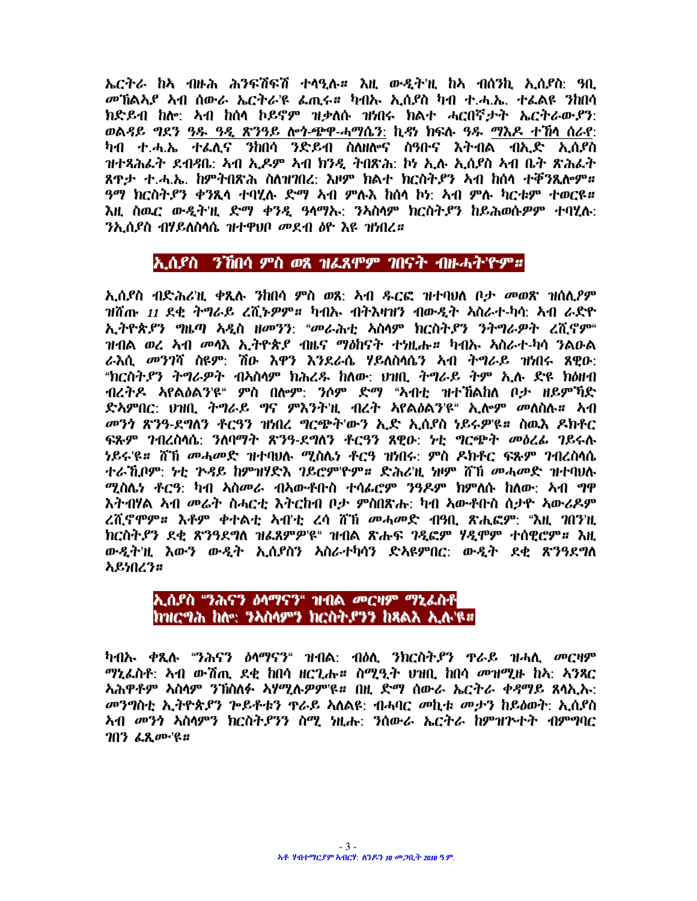ኤርትራ ከአ ብዙሕ ሕንፍሽፍሽ ተላዒሉ። እዚ ውዲት'ዚ ከአ ብሰንኪ ኢሰያስ: ዓቢ መኸልኣያ ኣብ ሰውራ ኤርትራ'ዩ ፈጢሩ። ካብኡ ኢሰያስ ካብ ተ.ሓ.ኤ. ተፈልዩ ንከበሳ ክድይብ ከሎ: ኣብ ከሰላ ኮይኖም ዝቃለሱ ዝነበሩ ክልተ ሓርበኛታት ኤርትራውያን: ወልዳይ ግደን <u>ዓዱ ዓዲ ጽንዓይ ሎጎ-ጭዋ-ሓማሴን</u>: ኪዳን ክፍሉ <u>ዓዱ ማእዶ ተኸላ ሰራየ</u>: ካብ ተ.ሓ.ኤ ተፈሊና ንከበሳ ንድይብ ስለዘሎና ስዓቡና እትብል ብኢድ ኢሰያስ ዝተጻሕፈት ደብዳቤ: ኣብ ኢዶም ኣብ ክንዲ ትበጽሕ: ኮነ ኢሉ ኢሰያስ ኣብ ቤት ጽሕፈት ጸጥታ ተ.ሓ.ኤ. ከምትበጽሕ ስለዝገበረ: እዞም ክልተ ክርስትያን ኣብ ከሰላ ተቐንጺሎም። ዓማ ክርስትያን ቀንጺላ ተባሂሉ ድማ ኣብ ምሉእ ከሰላ ኮነ: ኣብ ምሉ ካርቱም ተወርዩ። እዚ ስዉር ውዲት'ዚ ድማ ቀንዲ ዓላማኡ: ንኣስላም ክርስትያን ከይሕወሱዎም ተባሂሉ: ንኢሰያስ ብሃይለስላሴ ዝተዋህቦ መደብ ዕዮ እዩ ዝነበረ።

## ኢሰያስ ንኸበሳ ምስ ወጸ ዝፈጸሞም ገበናት ብዙሓት'ዮም።

ኢሰያስ ብድሕሪ'ዚ ቀጺሉ ንከበሳ ምስ ወጸ: ኣብ ዱርፎ ዝተባህለ ቦታ መወጽ ዝሰሊያም ዝሸጡ *11* ደቂ ትግራይ ረሺኑዎም። ካብኡ ብትእዛዝን ብውዲት ኣስራተ-ካሳ: ኣብ ራድዮ ኢትዮጵያን ግዜጣ ኣዲስ ዘመንን: "መራሕቲ ኣስላም ክርስትያን ንትግራዎት ረሺኖም" ዝብል ወረ ኣብ መላእ ኢትዮጵያ ብዜና ማዕከናት ተነዚሑ። ካብኡ ኣስራተ-ካሳ ንልዑል ራእሲ መንገሻ ስዩም: ሽው እዋን እንደራሴ ሃይለስላሴን ኣብ ትግራይ ዝነበሩ ጸዊዑ: "ክርስትያን ትግራዎት ብኣስላም ክሕረዱ ከለው: ህዝቢ ትግራይ ትም ኢሉ ድዩ ክዕዘብ ብረትዶ ኣየልዕልን'ዩ" ምስ በሎም: ንሶም ድማ "ኣብቲ ዝተኸልከለ ቦታ ዘይምኻድ ድኣምበር: ህዝቢ ትግራይ ግና ምእንትኡ'ዚ ብረት ኣየልዕልን'ዩ" ኢሎም መለስሉ። ኣብ መንጎ ጽንዓ-ደግለን ቶርዓን ዝነበረ ግርጭት'ውን ኢድ ኢሰያስ ነይሩዎ'ዩ። ስዉእ ዶክቶር ፍጹም ገብረስላሴ: ንለባማት ጽንዓ-ደግለን ቶርዓን ጸዊዑ: ነቲ ግርጭት መዕረፊ ገይሩሉ ነይሩ'ዩ። ሸኽ መሓመድ ዝተባህሉ ሚስሌነ ቶርዓ ዝነበሩ: ምስ ዶክቶር ፍጹም ገብረስላሴ ተራኺቦም: ነቲ ጉዳይ ከምዝሃድእ ገይሮም'ዮም። ድሕሪ'ዚ ነዞም ሸኽ መሓመድ ዝተባህሉ ሚስሌነ ቶርዓ: ካብ ኣስመራ ብኣውቶቡስ ተሳፊሮም ንዓዶም ክምለሱ ከለው: ኣብ ግዋ እትብሃል ኣብ መሬት ስሓርቲ እትርከብ ቦታ ምስበጽሑ: ካብ ኣውቶቡስ ሰታዮ ኣውሪዶም ረሺኖሞም። እቶም ቀተልቲ ኣብ'ቲ ረሳ ሸኽ መሓመድ ብዓቢ ጽሒፎም: "እዚ ገበን'ዚ ክርስትያን ደቂ ጽንዓደግለ ዝፈጸምዎ'ዩ" ዝብል ጽሑፍ ገዲፎም ሃዲሞም ተሰዊሮም። እዚ ውዲት'ዚ እውን ውዲት ኢሰያስን ኣስራተካሳን ድኣዩምበር: ውዲት ደቂ ጽንዓደግለ ኣይነበረን።

## ኢሰያስ "ንሕናን ዕላማናን" ዝብል መርዛም ማኒፈስቶ ክዝርግሕ ከሎ: ንኣስላምን ክርስትያንን ከጻልእ ኢሉ'ዩ።

ካብኡ ቀጺሉ "ንሕናን ዕላማናን" ዝብል: ብዕሊ ንክርስትያን ጥራይ ዝሓሊ መርዛም ማኒፈስቶ: ኣብ ውሽጢ ደቂ ከበሳ ዘርጊሑ። ስሚዒት ህዝቢ ከበሳ መዝሚዙ ከአ: ኣንጻር ኣሕዋቶም ኣስላም ንኽስለፉ ኣሃሚሉዎም'ዩ። በዚ ድማ ሰውራ ኤርትራ ቀዳማይ ጸላኢኡ: መንግስቲ ኢትዮጵያን ጕይቶቱን ጥራይ ኣለልዩ: ብሓባር መኪቱ መታን ከይዕወት: ኢሰያስ ኣብ መንጎ ኣስላምን ክርስትያንን ስሚ ነዚሑ: ንሰውራ ኤርትራ ከምዝጕተት ብምግባር ገበን ፈጺሙ'ዩ።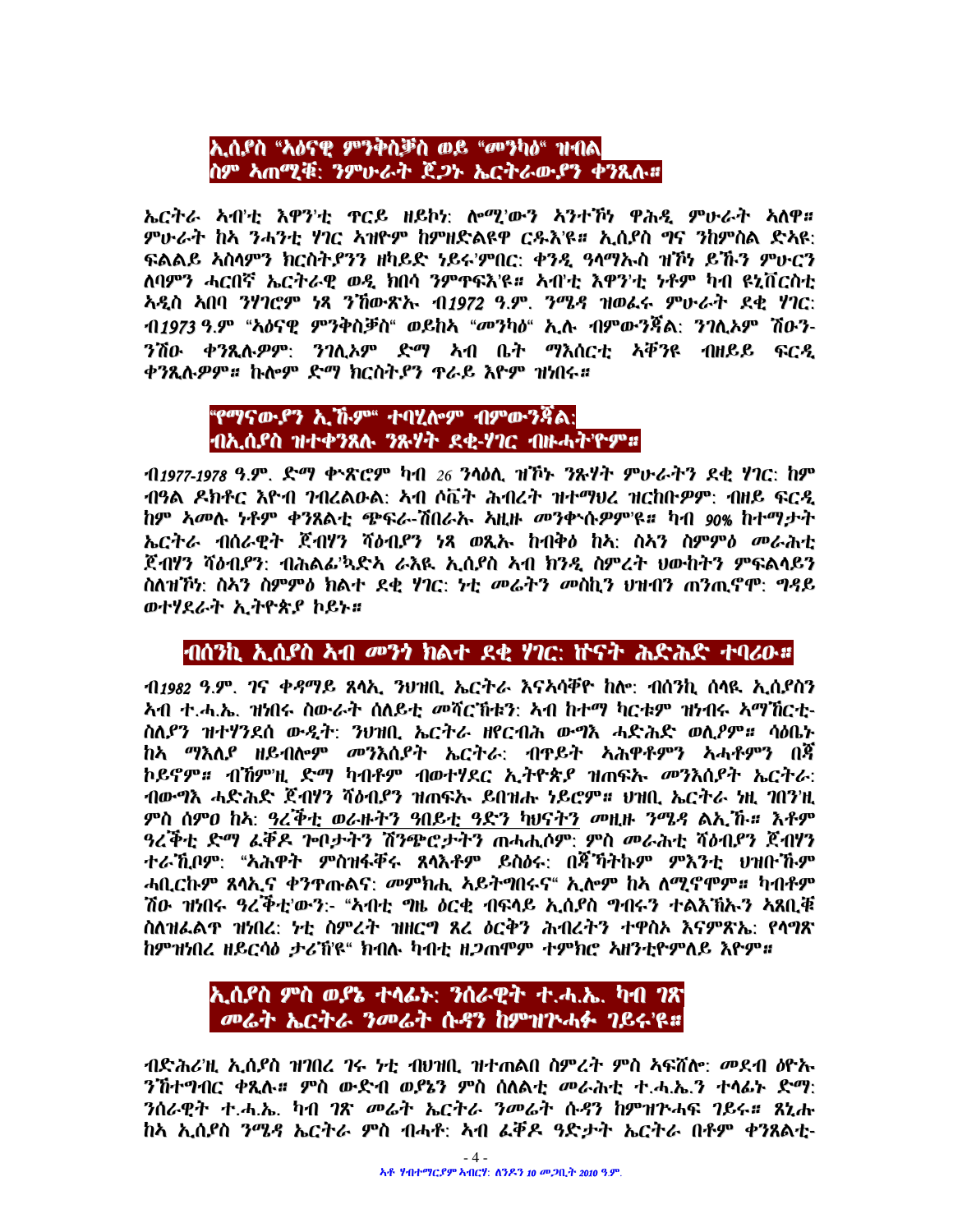## ኢሰያስ "ኣዕናዊ ምንቅስቓስ ወይ "መንካዕ" ዝብል ስም ኣጠሚቑ: ንምሁራት ጆጋኑ ኤርትራውያን ቀንጺሉ።

ኤርትራ ኣብ'ቲ እዋን'ቲ ጥርይ ዘይከነ: ሎሚ'ውን ኣንተኾነ ዋሕዲ ምሁራት ኣለዋ። ምሁራት ከኣ ንሓንቲ ሃገር ኣዝዮም ከምዘድልዩዋ ርዱእ'ዩ። ኢሰያስ ግና ንከምስል ድኣዩ: ፍልልይ ኣስላምን ክርስቲያንን ዘካይድ ነይሩ'ምበር: ቀንዲ ዓላማኡስ ዝኾነ ይኹን ምሁርን ለባምን ሓርበኛ ኤርትራዊ ወዲ ክበሳ ንምጥፍእ'ዩ። ኣብ'ቲ እዋን'ቲ ነቶም ካብ ዩኒቨርስቲ ኣዲስ ኣበባ ንሃገሮም ነጸ ንኽውጽኡ ብ*1972* ዓ.ም. ንሜዳ ዝወፈሩ ምሁራት ደቂ ሃገር: ብ*1973* ዓ.ም "ኣዕናዊ ምንቅስቓስ" ወይከኣ "መንካዕ" ኢሉ ብምውንጃል: ንገሊኦም ሽውን-ንሽው ቀንጺሉዎም: ንገሊኦም ድማ ኣብ ቤት ማእሰርቲ ኣቓንዩ ብዘይይ ፍርዲ ቀንጺሉዎም። ኩሎም ድማ ክርስቲያን ጥራይ እዮም ዝነበሩ።

## "የማናውያን ኢኹም" ተባሂሎም ብምውንጃል: ብኢሰያስ ዝተቀንጸሉ ንጹሃት ደቂ-ሃገር ብዙሓት'ዮም።

ብ*1977-1978* ዓ.ም. ድማ ቊጽሮም ካብ *26* ንላዕሊ ዝኾኑ ንጹሃት ምሁራትን ደቂ ሃገር: ከም ብዓል ዶክቶር እዮብ ገብረልዑል: ኣብ ሶቬት ሕብረት ዝተማሀረ ዝርከቡዎም: ብዘይ ፍርዲ ከም ኣመሉ ነቶም ቀንጺልቲ ጭፍራ-ሽበራኡ ኣዚዙ መንቀኡዎም'ዩ። ካብ *90%* ከተማታት ኤርትራ ብሰራዊት ጀብሃን ሻዕብያን ነጸ ወጺኡ ከብቅዕ ከኣ: ስኣን ስምምዕ መራሕቲ ጀብሃን ሻዕብያን: ብሕልፊ'ኳድኣ ራእዪ ኢሰያስ ኣብ ክንዲ ስምረት ህወከትን ምፍልላይን ስለዝኾነ: ስኣን ስምምዕ ክልቲ ደቂ ሃገር: ነቲ መሬትን መስኪን ህዝብን ጠንጢኖሞ: ግዳይ ወተሃደራት ኢትዮጵያ ኮይኑ።

## ብሰንኪ ኢሰያስ ኣብ መንጎ ክልቲ ደቂ ሃገር: ኵናት ሕድሕድ ተባሪዑ።

ብ*1982* ዓ.ም. ገና ቀዳማይ ጸላኢ ንህዝቢ ኤርትራ እናኣሳቐዮ ከሎ: ብሰንኪ ሰላዪ ኢሰያስን ኣብ ተ.ሓ.ኤ. ዝነበሩ ስውራት ሰለይቲ መሻርኽቱን: ኣብ ከተማ ካርቱም ዝነበሩ ኣማኽርቲ-ስለያን ዝተሃንደሰ ውዲት: ንህዝቢ ኤርትራ ዘየርብሕ ውግእ ሓድሕድ ወሊዮም። ሳዕቤኑ ከኣ ማእለያ ዘይብሎም መንእሰያት ኤርትራ: ብጥይት ኣሕዋቶምን ኣሓቶምን በኟ ኮይኖም። ብኸም'ዚ ድማ ካብቶም ብወተሃደር ኢትዮጵያ ዝጠፍኡ መንእሰያት ኤርትራ: ብውግእ ሓድሕድ ጀብሃን ሻዕብያን ዝጠፍኡ ይበዝሑ ነይሮም። ህዝቢ ኤርትራ ነዚ ገበን'ዚ ምስ ሰምዐ ከኣ: <u>ዓረቕቲ ወራዙትን ዓበይቲ ዓድን ካህናትን</u> መዚዙ ንሜዳ ልኢኹ። እቶም ዓረቕቲ ድማ ፈቐዶ ጕቦታትን ሽንጭሮታትን ጠሓሒሶም: ምስ መራሕቲ ሻዕብያን ጀብሃን ተራኺቦም: "ኣሕዋት ምስዝፋቐሩ ጸላእቶም ይስዕሩ: በኟኻትኩም ምእንቲ ህዝቡኹም ሓቢርኩም ጸላኢና ቀንጥጡልና: መምክሒ ኣይትግበሩና" ኢሎም ከኣ ለሚኖሞም። ካብቶም ሽው ዝነበሩ ዓረቕቲ'ውን:- "ኣብቲ ግዜ ዕርቂ ብፍላይ ኢሰያስ ግብሩን ተልእኾኡን ኣጸቢቑ ስለዝፈልጥ ዝነበረ: ነቲ ስምረት ዝዘርግ ጸረ ዕርቅን ሕብረትን ተዋስኦ እናምጽኤ: የላግጽ ከምዝነበረ ዘይርሳዕ ታሪኽ'ዩ" ክብሉ ካብቲ ዘጋጠሞም ተምክሮ ኣዘንቲዮምለይ እዮም።

## ኢሰያስ ምስ ወያኔ ተላፊኑ: ንሰራዊት ተ.ሓ.ኤ. ካብ ገጽ መሬት ኤርትራ ንመሬት ሱዳን ከምዝኑሓፉ ገይሩ'ዩ።

ብድሕሪ'ዚ ኢሰያስ ዝገበረ ገሩ ነቲ ብህዝቢ ዝተጠልበ ስምረት ምስ ኣፍሸሎ: መደብ ዕዮኡ ንኽተግብር ቀጺሉ። ምስ ውድብ ወያኔን ምስ ሰለልቲ መራሕቲ ተ.ሓ.ኤ.ን ተላፊኑ ድማ: ንሰራዊት ተ.ሓ.ኤ. ካብ ገጽ መሬት ኤርትራ ንመሬት ሱዳን ከምዝኑሓፍ ገይሩ። ጸኒሑ ከኣ ኢሰያስ ንሜዳ ኤርትራ ምስ ብሓቶ: ኣብ ፈቐዶ ዓድታት ኤርትራ በቶም ቀንጸልቲ-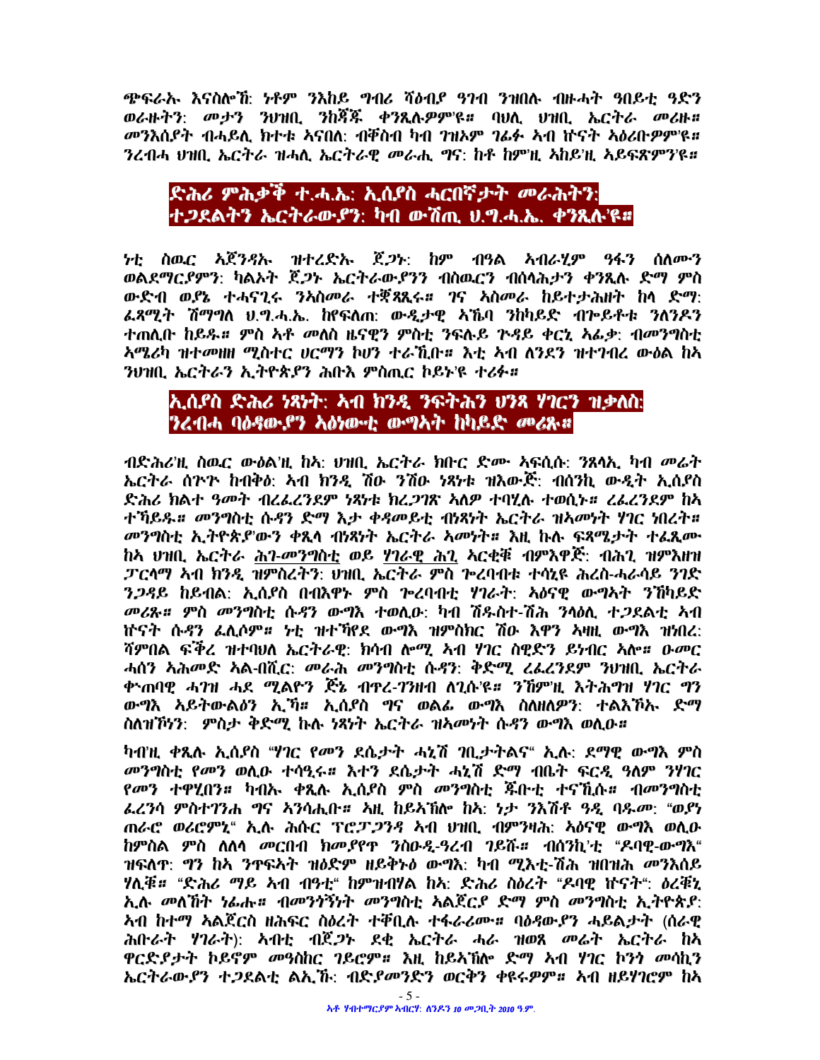ጭፍራኡ እናስሎኽ: ነቶም ንእከይ ግብሪ ሻዕብያ ዓገብ ንዝበሉ ብዙሓት ዓበይቲ ዓድን ወሪዙትን: መታን ንህዝቢ ንከኾኹ ቀንጺሉዎም'ዩ። ባህሊ ህዝቢ ኤርትራ መሪዙ። መንእሰያት ብሓይሊ ክተቱ ኣናበለ: ብቐስብ ካብ ገዝኦም ገፊፉ ኣብ ዥናት ኣዕሪቡዎም'ዩ። ንረብሓ ህዝቢ ኤርትራ ዝሓሊ ኤርትራዊ መራሒ ግና: ከቶ ከምዚ ኣከይዚ ኣይፍጽምን'ዩ።

## ድሕሪ ምሕቃቕ ተ.ሓ.ኤ: ኢሰያስ ሓርበኛታት መራሕትን: ተጋደልትን ኤርትራውያን: ካብ ውሽጢ ህ.ግ.ሓ.ኤ. ቀንጺሉ'ዩ።

ነቲ ስዉር ኣጀንዳኡ ዝተረድኡ ጀጋኑ: ከም ብዓል ኣብራሂም ዓፋን ሰለሙን ወልደማርያምን: ካልኦት ጀጋኑ ኤርትራውያንን ብስዉርን ብሰላሕታን ቀንጺሉ ድማ ምስ ውድብ ወያኔ ተሓናፊሩ ንኣስመራ ተቛጺጺሩ። ገና ኣስመራ ከይተታሕዘት ከላ ድማ: ፈጻሚት ሽማግለ ህ.ግ.ሓ.ኤ. ከየፍለጠ: ውዲታዊ ኣኼባ ንክካይድ ብጉይቶቱ ንለንደን ተጠሊቡ ከይዱ። ምስ ኣቶ መለስ ዜናዊን ምስቲ ንፍሉይ ጕዳይ ቀርኒ ኣፈሪቃ: ብመንግስቲ ኣሜሪካ ዝተመዘዘ ሚስተር ሀርማን ኮሀን ተራኺቡ። እቲ ኣብ ለንደን ዝተገብረ ውዕል ከኣ ንህዝቢ ኤርትራን ኢትዮጵያን ሕቡእ ምስጢር ኮይኑ'ዩ ተሪፉ።

## ኢሰያስ ድሕሪ ነጻነት: ኣብ ክንዲ ንፍትሕን ህንጻ ሃገርን ዝቃለስ: ንረብሓ ባዕዳውያን ኣዕነውቲ ውግኣት ከካይድ መሪጹ።

ብድሕሪ'ዚ ስዉር ውዕል'ዚ ከኣ: ህዝቢ ኤርትራ ክቡር ድሙ ኣፍሲሱ: ንጸላኢ ካብ መሬት ኤርትራ ሰጒጉ ከብቅዕ: ኣብ ክንዲ ሽዑ ንሽዑ ነጻነቱ ዝእውጅ: ብሰንኪ ውዲት ኢሰያስ ድሕሪ ክልተ ዓመት ብረፈረንደም ነጻነቱ ክረጋገጽ ኣለዎ ተባሂሉ ተወሲኑ። ረፈረንደም ከኣ ተኻይዱ። መንግስቲ ሱዳን ድማ እታ ቀዳመይቲ ብነጻነት ኤርትራ ዝኣመነት ሃገር ነበረት። መንግስቲ ኢትዮጵያ'ውን ቀጺላ ብነጻነት ኤርትራ ኣመነት። እዚ ኩሉ ፍጻሜታት ተፈጺሙ ከኣ ህዝቢ ኤርትራ <u>ሕገ-መንግስቲ</u> ወይ <u>ሃገራዊ ሕጊ</u> ኣርቂቑ ብምእዋጅ: ብሕጊ ዝምእዘዝ ፓርላማ ኣብ ክንዲ ዝምስረትን: ህዝቢ ኤርትራ ምስ ጐረባብቱ ተሳኒዩ ሕረስ-ሓራሳይ ንግድ ንጋዳይ ከይብል: ኢሰያስ በብእዋኑ ምስ ጐረባብቲ ሃገራት: ኣዕናዊ ውግኣት ንኽካይድ መሪጹ። ምስ መንግስቲ ሱዳን ውግእ ተወሊዑ: ካብ ሽዱስተ-ሽሕ ንላዕሊ ተጋደልቲ ኣብ ዥናት ሱዳን ፈሊሶም። ነቲ ዝተኻየደ ውግእ ዝምስክር ሽዑ እዋን ኣዛዚ ውግእ ዝነበረ: ሻምበል ፍቕረ ዝተባህለ ኤርትራዊ: ክሳብ ሎሚ ኣብ ሃገር ስዊድን ይነብር ኣሎ። ዑመር ሓሰን ኣሕመድ ኣል-ብሽር: መራሒ መንግስቲ ሱዳን: ቅድሚ ረፈረንደም ንህዝቢ ኤርትራ ቀኍጠባዊ ሓገዝ ሓደ ሚልዮን ጅኔ ብዋሪ-ገንዘብ ለጊሱ'ዩ። ንኸምዚ እትሕግዝ ሃገር ግን ውግእ ኣይትውልዕን ኢኻ። ኢሰያስ ግና ወልፊ ውግእ ስለዘለዎን: ተልእኾኡ ድማ ስለዝኾነን: ምስታ ቅድሚ ኩሉ ነጻነት ኤርትራ ዝኣመነት ሱዳን ውግእ ወሊዑ።

ካብ'ዚ ቀጺሉ ኢሰያስ "ሃገር የመን ደሴታት ሓኒሽ ገቢታተልና" ኢሉ: ደማዊ ውግእ ምስ መንግስቲ የመን ወሊዑ ተሳዒሩ። እተን ደሴታት ሓኒሽ ድማ ብቤት ፍርዲ ዓለም ንሃገር የመን ተዋሂበን። ካብኡ ቀጺሉ ኢሰያስ ምስ መንግስቲ ጁቡቲ ተናኺሱ። ብመንግስቲ ፈረንሳ ምስተገንሐ ግና ኣንሳሒቡ። ኣዚ ከይኣኽሎ ከኣ: ነታ ንእሽቶ ዓዲ ባዱመ: "ወያነ ጠራሮ ወሪሮምኒ" ኢሉ ሕሱር ፕሮፓጋንዳ ኣብ ህዝቢ ብምንዛሕ: ኣዕናዊ ውግእ ወሊዑ ከምስል ምስ ለለላ መርበብ ክመያየጥ ንስዑዲ-ዓረብ ገይሹ። ብሰንኪ'ቲ "ዶባዊ-ውግእ" ዝፍለጥ: ግን ከኣ ንጥፍኣት ዝዕድም ዘይቅኑዕ ውግእ: ካብ ሚእቲ-ሽሕ ዝበዝሕ መንእሰይ ሃሊቑ። "ድሕሪ ማይ ኣብ ብዓቲ" ከምዝብሃል ከኣ: ድሕሪ ስዕረት "ዶባዊ ዥናት": ዕረቑኒ ኢሉ መለኸት ነፊሑ። ብመንጎኝነት መንግስቲ ኣልጀርያ ድማ ምስ መንግስቲ ኢትዮጵያ: ኣብ ከተማ ኣልጀርስ ዘሕፍር ስዕረት ተቐቢሉ ተፋሪሙ። ባዕዳውያን ሓይልታት (ሰራዊ ሕቡራት ሃገራት): ኣብቲ ብጀጋኑ ደቂ ኤርትራ ሓራ ዝወጸ መሬት ኤርትራ ከኣ ዋርድያታት ኮይኖም መዓስከር ገይሮም። እዚ ከይኣኽሎ ድማ ኣብ ሃገር ኮንጎ መሳኪን ኤርትራውያን ተጋደልቲ ልኢኹ: ብድያመንድን ወርቅን ቀዩሩዎም። ኣብ ዘይሃገርም ከኣ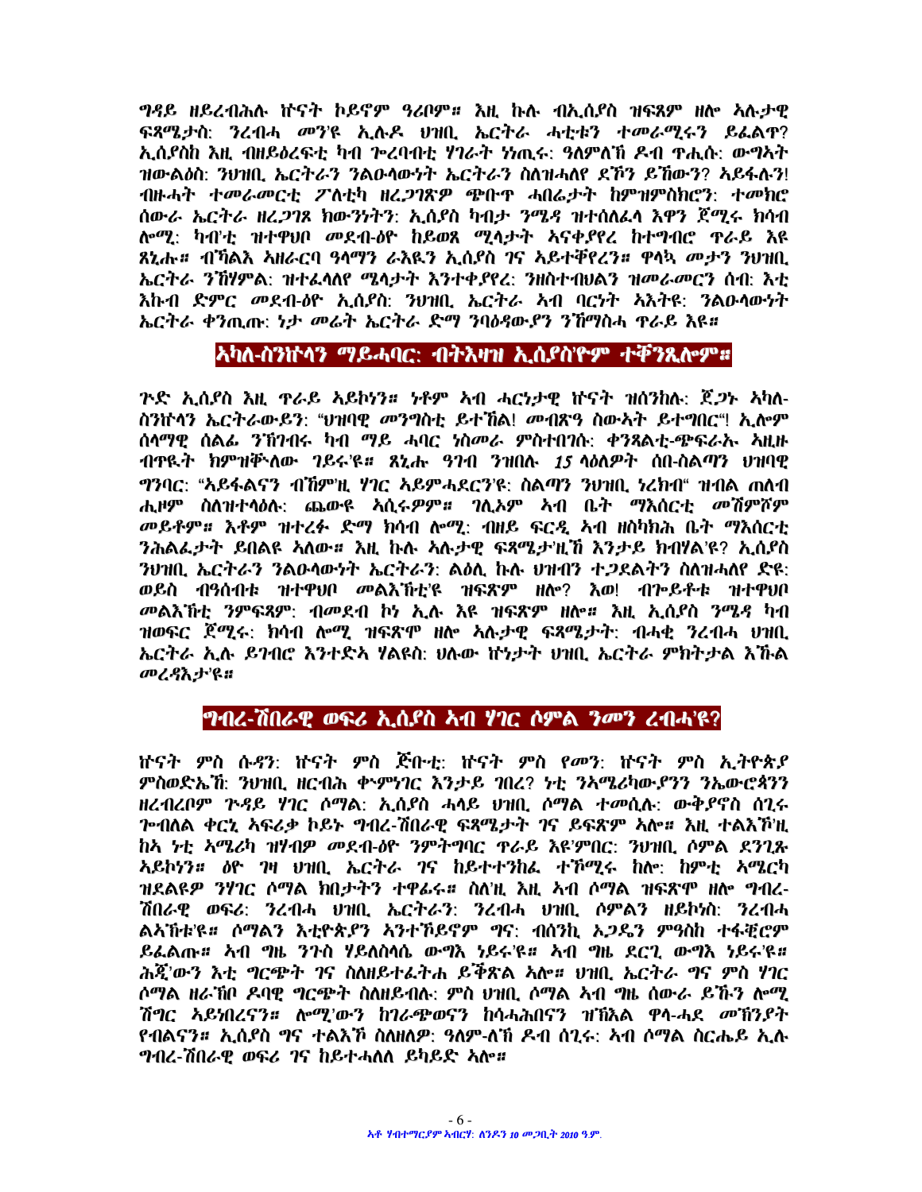ግዳይ ዘይረብሕሉ ዠናት ኮይኖም ዓሪቦም። እዚ ኩሉ ብኢሰያስ ዝፍጸም ዘሎ ኣሉታዊ ፍጻሜታት: ንረብሓ መንዩ ኢሉዶ ህዝቢ ኤርትራ ሓቲቱን ተመራሚሩን ይፈልጥ? ኢሰያስከ እዚ ብዘይዕረፍቲ ካብ ጐረባብቲ ሃገራት ነነጢሩ፡ ዓለምለኻ ዶብ ጥሒሱ፡ ውግኣት ዝውልዕስ፡ ንህዝቢ ኤርትራን ንልዑላውነት ኤርትራን ስለዝሓለየ ደኾን ይኸውን? ኣይፋሉን! ብዙሓት ተመራመርቲ ፖለቲካ ዘረጋገጽዎ ጭቡጥ ሓበሬታት ከምዝምስክሮን: ተመክሮ ሰውራ ኤርትራ ዘረጋገጸ ክውንነትን: ኢሰያስ ካብታ ንሜዳ ዝተሰለፈላ እዋን ጀሚሩ ክሳብ ሎሚ: ካብቲ ዝተዋህቦ መደብ-ዕዮ ከይወጸ ሚላታት ኣናቀያየረ ከተግብሮ ጥራይ እዩ ጸኒሑ። ብኻልእ ኣዘራርባ ዓላማን ራእዩን ኢሰያስ ገና ኣይተቐየረን። ዋላኳ መታን ንህዝቢ ኤርትራ ንኽሃምል: ዝተፈላለየ ሜላታት እንተቀያየረ: ንዘስተብህልን ዝመራመርን ሰብ: እቲ እኩብ ድምር መደብ-ዕዮ ኢሰያስ: ንህዝቢ ኤርትራ ኣብ ባርነት ኣእቲዩ: ንልዑላውነት ኤርትራ ቀንጢጡ: ነታ መሬት ኤርትራ ድማ ንባዕዳውያን ንኸማስሓ ጥራይ እዩ።

## ኣካለ-ስንኩላን ማይ-ሓባር: ብትእዛዝ ኢሰያስ'ዮም ተቐንጺሎም።

ጒድ ኢሰያስ እዚ ጥራይ ኣይኮነን። ነቶም ኣብ ሓርነታዊ ዠናት ዝሰንከሉ: ጀጋኑ ኣካለ-ስንኩላን ኤርትራውያን: "ህዝባዊ መንግስቲ ይተኸል! መብጽዓ ስውኣት ይተግበር"! ኢሎም ሰላማዊ ሰልፊ ንኸገብሩ ካብ ማይ ሓባር ነስመራ ምስተበገሱ: ቀንጸልቲ-ጭፍራኡ ኣዚዙ ብጥዪት ክምዝቐለው ገይሩ'ዩ። ጸኒሑ ዓንብ ንዝበሉ 15 ላዕለዎት ሰበ-ስልጣን ህዝባዊ ማንባር: "ኣይፋልናን ብኸምዚ ሃገር ኣይምሓደርን'ዩ: ስልጣን ንህዝቢ ነረክብ" ዝብል ጠለብ ሒዞም ስለዝተላዕሉ: ጨውዩ ኣሲሩዎም። ገሊኦም ኣብ ቤት ማእሰርቲ መሸምሸም መይቶም። እቶም ዝተረፉ ድማ ክሳብ ሎሚ: ብዘይ ፍርዲ ኣብ ዘስካክሕ ቤት ማእሰርቲ ንሕልፈታት ይበልዩ ኣለው። እዚ ኩሉ ኣሉታዊ ፍጻሜታ'ዚ'ኸ እንታይ ክብሃል'ዩ? ኢሰያስ ንህዝቢ ኤርትራን ንልዑላውነት ኤርትራን: ልዕሊ ኩሉ ህዝብን ተጋደልትን ስለዝሓለየ ድዩ: ወይስ ብዓሰብቱ ዝተዋህቦ መልእኽቲ'ዩ ዝፍጽም ዘሎ? እወ! ብጐይቶቱ ዝተዋህቦ መልእኽቲ ንምፍጻም: ብመደብ ኮነ ኢሉ እዩ ዝፍጽም ዘሎ። እዚ ኢሰያስ ንሜዳ ካብ ዝወፍር ጀሚሩ: ክሳብ ሎሚ ዝፍጽሞ ዘሎ ኣሉታዊ ፍጻሜታት: ብሓቂ ንረብሓ ህዝቢ ኤርትራ ኢሉ ይገብሮ እንተድኣ ሃልዩስ: ህሉው ዠነታት ህዝቢ ኤርትራ ምክትታል እኹል መረዳእታ'ዩ።

## ግብረ-ሽበራዊ ወፍሪ ኢሰያስ ኣብ ሃገር ሶምል ንመን ረብሓ'ዩ?

ዠናት ምስ ሱዳን: ዠናት ምስ ጅቡቲ: ዠናት ምስ የመን: ዠናት ምስ ኢትዮጵያ ምስወድኤ'ኸ: ንህዝቢ ዘርብሑ ቍምነገር እንታይ ገበረ? ነቲ ንኣሜሪካውያንን ንኤውሮጳንን ዘረብረቦም ጒዳይ ሃገር ሶማል: ኢሰያስ ሓላይ ህዝቢ ሶማል ተመሲሉ: ውቅያኖስ ሰጊሩ ጐብለል ቀርኒ ኣፍሪቃ ኮይኑ ግብረ-ሽበራዊ ፍጻሜታት ገና ይፍጽም ኣሎ። እዚ ተልእኾ'ዚ ከኣ ነቲ ኣሜሪካ ዝሃብዎ መደብ-ዕዮ ንምትግባር ጥራይ እዩ'ምበር: ንህዝቢ ሶምል ደንጊጹ ኣይኮነን። ዕዮ ግዛ ህዝቢ ኤርትራ ገና ከይተተንከፈ ተኸሚሩ ከሎ: ከምቲ ኣሜርካ ዝደልዩዎ ንሃገር ሶማል ክበታትኖ ተዋፊሩ። ስለ'ዚ እዚ ኣብ ሶማል ዝፍጽሞ ዘሎ ግብረ-ሽበራዊ ወፍሪ: ንረብሓ ህዝቢ ኤርትራን: ንረብሓ ህዝቢ ሶማልን ዘይኮነስ: ንረብሓ ልኣኽቲ'ዩ። ሶማልን እቲዮጵያን ኣንተኾይኖም ግና: ብሰንኪ ኦጋዴን ምዓስከ ተፋቒሮም ይፈልጡ። ኣብ ግዜ ንጉስ ሃይለስላሴ ውግእ ነይሩ'ዩ። ኣብ ግዜ ደርጊ ውግእ ነይሩ'ዩ። ሕጂ'ውን እቲ ግርጭት ገና ስለዘይተፈትሐ ይቕጽል ኣሎ። ህዝቢ ኤርትራ ግና ምስ ሃገር ሶማል ዘራኽቦ ዶባዊ ግርጭት ስለዘይብሉ: ምስ ህዝቢ ሶማል ኣብ ግዜ ሰውራ ይኹን ሎሚ ሽግር ኣይነበረናን። ሎሚ'ውን ከገራጭወናን ከሳሓሕበናን ዝኽእል ዋላ-ሓደ መኽንያት የብልናን። ኢሰያስ ግና ተልእኾ ስለዘለዎ: ዓለም-ለኻ ዶብ ሰጊሩ: ኣብ ሶማል ስርሒይ ኢሉ ግብረ-ሽበራዊ ወፍሪ ገና ከይተሓለለ ይካይድ ኣሎ።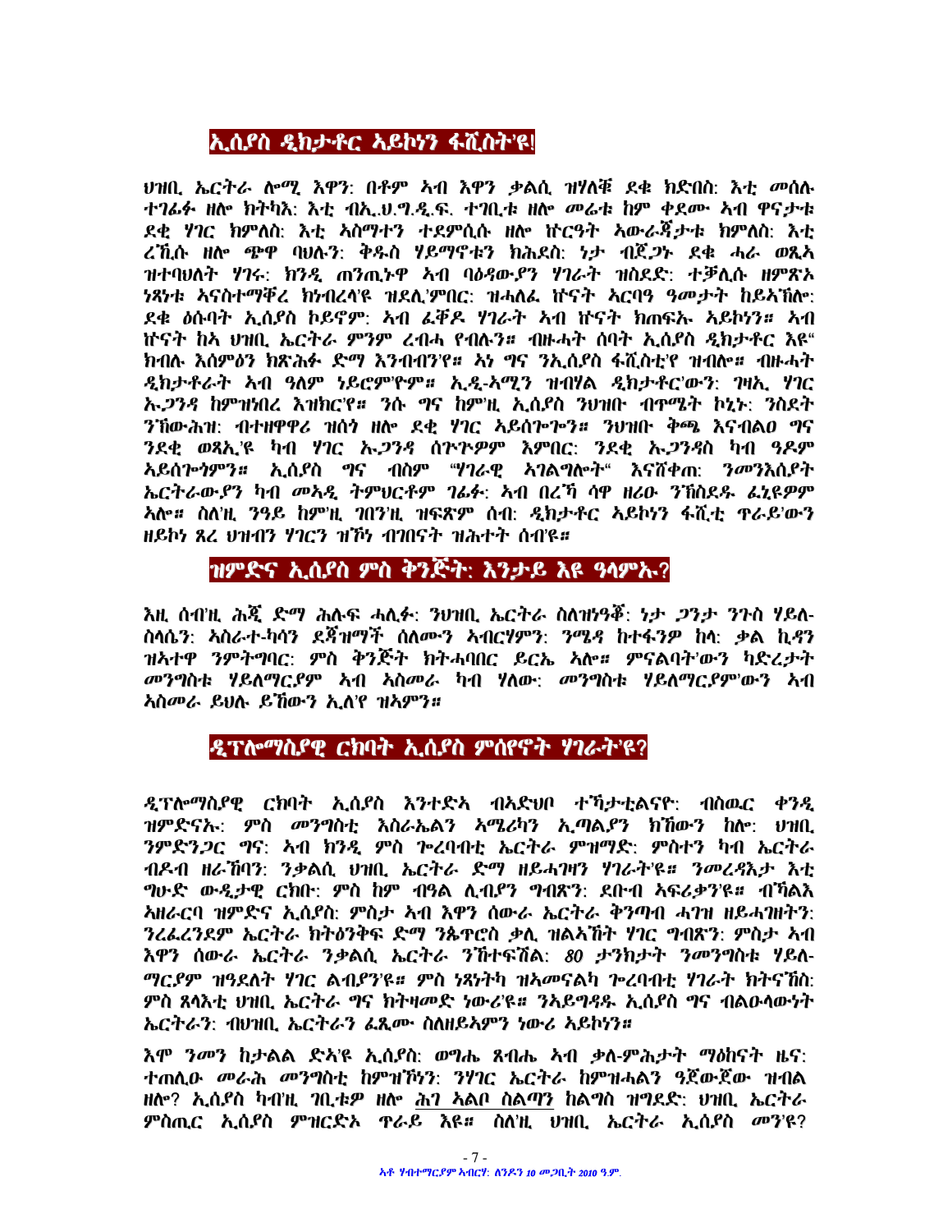## ኢሰያስ ዲክታተር ኣይኮነን ፋሺስት'ዩ!

ህዝቢ ኤርትራ ሎሚ እዋን፡ በቶም ኣብ እዋን ቃልሲ ዝሃለቑ ደቂ ክድበስ፡ እቲ መሰሉ ተገፊፉ ዘሎ ክትካእ፡ እቲ ብኢ.ህ.ግ.ዲ.ፍ. ተገቢቱ ዘሎ መሬቱ ከም ቀደሙ ኣብ ዋናታቱ ደቂ ሃገር ክምለስ፡ እቲ ኣስማተን ተደምሲሱ ዘሎ ዄርዓት ኣውራጃታቱ ክምለስ፡ እቲ ረኺሱ ዘሎ ጭዋ ባህሉን፡ ቅዱስ ሃይማኖቱን ክሕደስ፡ ነታ ብጀጋኑ ደቁ ሓራ ወጺኣ ዝተባህለት ሃገሩ፡ ክንዲ ጠንጢኑዋ ኣብ ባዕዳውያን ሃገራት ዝስደድ፡ ተቓሊሱ ዘምጽኦ ነጻነቱ ኣናስተማቐረ ክነብረላ'ዩ ዝደሊ'ምበር፡ ዝሓለፈ ዄናት ኣርባዓ ዓመታት ከይኣኽሎ፡ ደቁ ዕሱባት ኢሰያስ ኮይኖም፡ ኣብ ፈቖዶ ሃገራት ኣብ ዄናት ክጠፍኡ ኣይኮነን። ኣብ ዄናት ከኣ ህዝቢ ኤርትራ ምንም ረብሓ የብሉን። ብዙሓት ሰባት ኢሰያስ ዲክታተር እዩ" ክብሉ እሰምዕን ክጽሕፉ ድማ እንብብን'የ። ኣነ ግና ንኢሰያስ ፋሺስቲ'የ ዝብሎ። ብዙሓት ዲክታተራት ኣብ ዓለም ነይሮም'ዮም። ኢዲ-ኣሚን ዝብሃል ዲክታተር'ውን፡ ገዛኢ ሃገር ኡጋንዳ ከምዝነበረ እዝክር'የ። ንሱ ግና ከም'ዚ ኢሰያስ ንህዝቡ ብጥሜት ኮኒኑ፡ ንስደት ንኸውሕዝ፡ ብተዘዋዋሪ ዝሰሳ ዘሎ ደቂ ሃገር ኣይሰጉጉን። ንህዝቡ ቅጫ እናብልዐ ግና ንደቂ ወጻኢ'ዩ ካብ ሃገር ኡጋንዳ ሰጒጒዎም እምበር፡ ንደቂ ኡጋንዳስ ካብ ዓዶም ኣይሰጉጎምን። ኢሰያስ ግና ብስም "ሃገራዊ ኣገልግሎት" እናሸቀጠ፡ ንመንእሰያት ኤርትራውያን ካብ መኣዲ ትምህርቶም ገፊፉ፡ ኣብ በረኻ ሳዋ ዘሪዑ ንኽስደዱ ፈኒዩዎም ኣሎ። ስለ'ዚ ንዓይ ከም'ዚ ገበን'ዚ ዝፍጽም ሰብ፡ ዲክታተር ኣይኮነን ፋሺቲ ጥራይ'ውን ዘይኮነ ጸረ ህዝብን ሃገርን ዝኾነ ብገበናት ዝሕተት ሰብ'ዩ።

## ዝምድና ኢሰያስ ምስ ቅንጅት፡ እንታይ እዩ ዓላምኡ?

እዚ ሰብ'ዚ ሕጂ ድማ ሕሉፍ ሓሊፉ፡ ንህዝቢ ኤርትራ ስለዝነዓቐ፡ ነታ ጋንታ ንጉስ ሃይለ-ስላሴን፡ ኣስራተ-ካሳን ደጃዝማች ሰለሙን ኣብርሃምን፡ ንሜዳ ከተፋንዎ ከላ፡ ቃል ኪዳን ዝኣተዋ ንምትግባር፡ ምስ ቅንጅት ክትሓባበር ይርኤ ኣሎ። ምናልባት'ውን ካድረታት መንግስቱ ሃይለማርያም ኣብ ኣስመራ ካብ ሃለው፡ መንግስቱ ሃይለማርያም'ውን ኣብ ኣስመራ ይህሉ ይኸውን ኢለ'የ ዝኣምን።

## ዲፕሎማስያዊ ርክባት ኢሰያስ ምስየናት ሃገራት'ዩ?

ዲፕሎማስያዊ ርክባት ኢሰያስ እንተድኣ ብኣድህቦ ተኸታቲልናዮ፡ ብስዉር ቀንዲ ዝምድናኡ፡ ምስ መንግስቲ እስራኤልን ኣሜሪካን ኢጣልያን ክኸውን ከሎ፡ ህዝቢ ንምድንጋር ግና፡ ኣብ ክንዲ ምስ ጐረባብቲ ኤርትራ ምዝማድ፡ ምስተን ካብ ኤርትራ ብዱብ ዘራኽባን፡ ንቃልሲ ህዝቢ ኤርትራ ድማ ዘይሓገዛን ሃገራት'ዩ። ንመረዳእታ እቲ ግሁድ ውዱታዊ ርክቡ፡ ምስ ከም ብዓል ሊብያን ግብጽን፡ ደቡብ ኣፍሪቃን'ዩ። ብኻልእ ኣዘራርባ ዝምድና ኢሰያስ፡ ምስታ ኣብ እዋን ሰውራ ኤርትራ ቅንጣብ ሓገዝ ዘይሓገዘትን፡ ንረፈረንደም ኤርትራ ክትዕንቅፍ ድማ ንጴጥሮስ ቃሊ ዝልኣኸት ሃገር ግብጽን፡ ምስታ ኣብ እዋን ሰውራ ኤርትራ ንቃልሲ ኤርትራ ንኽተፍሽል፡ *80 ታንክታት ንመንግስቱ ሃይለ-ማርያም* ዝዓደለት ሃገር ልብያን'ዩ። ምስ ነጻነትካ ዝኣመናልካ ጐረባብቲ ሃገራት ክትናኸስ፡ ምስ ጸላእቲ ህዝቢ ኤርትራ ግና ክትዛመድ ነውሪ'ዩ። ንኣይግዳዱ ኢሰያስ ግና ብልዑላውነት ኤርትራን፡ ብህዝቢ ኤርትራን ፈጺሙ ስለዘይኣምን ነውሪ ኣይኮነን።

እሞ ንመን ከታልል ድኣ'ዩ ኢሰያስ፡ ወግሑ ጸብሒ ኣብ ቃለ-ምሕታት ማዕከናት ዜና፡ ተጠሊዑ መራሕ መንግስቲ ከምዝኾነን፡ ንሃገር ኤርትራ ከምዝሓልን ዓጀውጀው ዝብል ዘሎ? ኢሰያስ ካብ'ዚ ገቢቱዎ ዘሎ <u>ሕገ ኣልቦ ስልጣን</u> ከልግስ ዝግደድ፡ ህዝቢ ኤርትራ ምስጢር ኢሰያስ ምዝርድኡ ጥራይ እዩ። ስለ'ዚ ህዝቢ ኤርትራ ኢሰያስ መን'ዩ?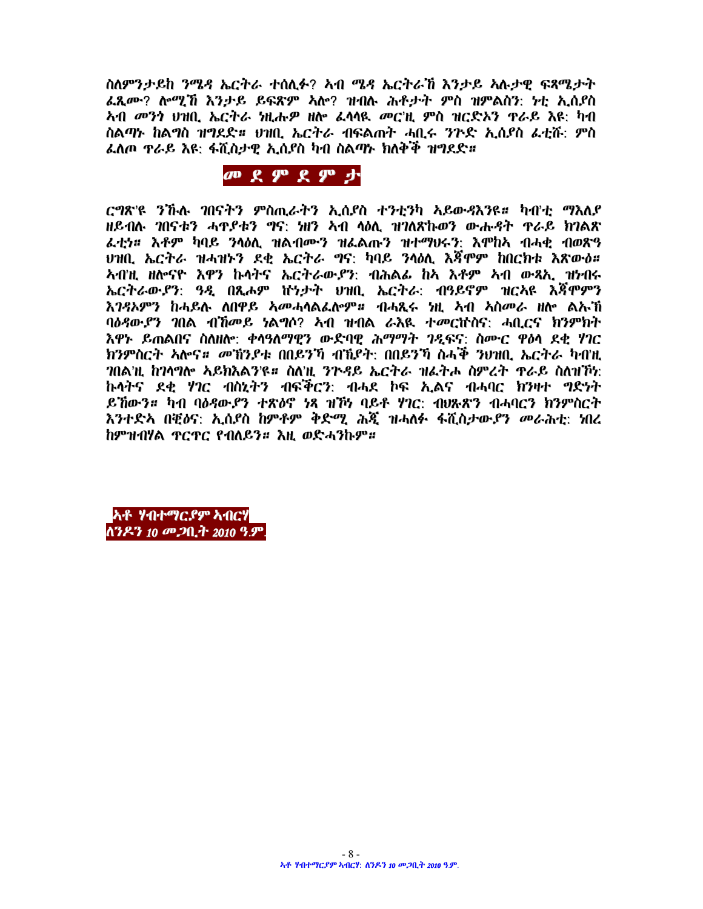ስለምንታይከ ንሜዳ ኤርትራ ተሰሊፉ? ኣብ ሜዳ ኤርትራ'ኸ እንታይ ኣሉታዊ ፍጻሜታት ፈጺሙ? ሎሚ'ኸ እንታይ ይፍጽም ኣሎ? ዝብሉ ሕቶታት ምስ ዝምልስን: ኑቲ ኢሰያስ ኣብ መንጎ ህዝቢ ኤርትራ ነዚሑዎ ዘሎ ፈላላዪ መርዝ ምስ ዝርድኦን ጥራይ እዩ: ካብ ስልጣኑ ከልግስ ዝግደድ። ህዝቢ ኤርትራ ብፍልጠት ሓቢሩ ንጉድ ኢሰያስ ፈቲሹ: ምስ ፈለጦ ጥራይ እዩ: ፋሺስታዊ ኢሰያስ ካብ ስልጣኑ ክለቅቕ ዝግደድ።

## መ ደ ም ደ ም ታ

ርግጽ'ዩ ንኹሉ ገበናትን ምስጢራትን ኢሰያስ ተንቲንካ ኣይውዳእንዩ። ካብ'ቲ ማእለያ ዘይብሉ ገበናቱን ሓጥያቱን ግና: ነዘን ኣብ ላዕሊ ዝገለጽኩወን ውሑዳት ጥራይ ክገልጽ ፈቲነ። እቶም ካባይ ንላዕሊ ዝልብሙን ዝፈልጡን ዝተማህሩን: እሞከኣ ብሓቂ ብወጽዓ ህዝቢ ኤርትራ ዝሓዝኑን ደቂ ኤርትራ ግና: ካባይ ንላዕሊ እጃሞም ከበርክቱ እጽውዕ። ኣብ'ዚ ዘሎናዮ እዋን ኩላትና ኤርትራውያን: ብሕልፊ ከኣ እቶም ኣብ ውጻኢ ዝነብሩ ኤርትራውያን: ዓዲ በጺሓም ኸነታት ህዝቢ ኤርትራ: ብዓይኖም ዝርኣዩ እጃሞምን እገዳኦምን ክሓይሉ ለበዋይ ኣመሓላልፈሎም። ብሓጺሩ ነዚ ኣብ ኣስመራ ዘሎ ልኡኽ ባዕዳውያን ገበል ብኸመይ ነልግሶ? ኣብ ዝብል ራእዪ ተመርኲስና: ሓቢርና ክንምክት እዋኑ ይጠልበና ስለዘሎ: ቀላዓለማዊን ውድባዊ ሕማማት ገዲፍና: ስሙር ዋዕላ ደቂ ሃገር ክንምስርት ኣሎና። መኸንያቱ በበይንኻ ብኺያት: በበይንኻ ስሓቕ ንህዝቢ ኤርትራ ካብ'ዚ ገበል'ዚ ከገላግሎ ኣይክእልን'ዩ። ስለ'ዚ ንጉዳይ ኤርትራ ዝፈትሑ ስምረት ጥራይ ስለዝኾነ: ኩላትና ደቂ ሃገር ብስኒትን ብፍቕርን: ብሓደ ኮፍ ኢልና ብሓባር ክንዛተ ግድነት ይኸውን። ካብ ባዕዳውያን ተጽዕኖ ነጻ ዝኾነ ባይቶ ሃገር: ብህጹጽን ብሓባርን ክንምስርት እንተድኣ በቒዕና: ኢሰያስ ከምቶም ቅድሚ ሕጂ ዝሓለፉ ፋሺስታውያን መራሕቲ: ነበረ ከምዝብሃል ጥርጥር የብለይን። እዚ ወድሓንኩም።

**ኣቶ ሃብተማርያም ኣብርሃ**
*ለንደን 10 መጋቢት 2010 ዓ.ም.*